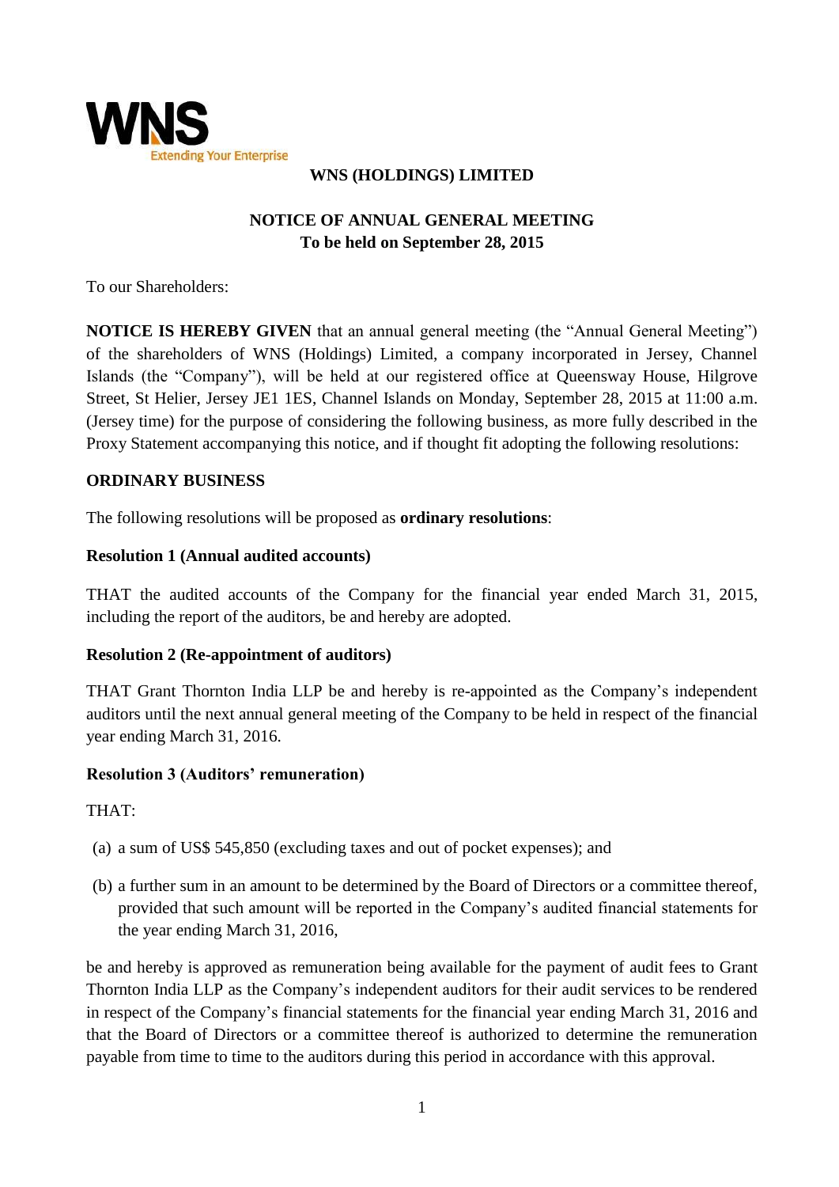**WNS (HOLDINGS) LIMITED**

# NOTICE OF ANNUAL GENERAL MEETING
**To be held on September 28, 2015**

To our Shareholders:

**NOTICE IS HEREBY GIVEN** that an annual general meeting (the "Annual General Meeting") of the shareholders of WNS (Holdings) Limited, a company incorporated in Jersey, Channel Islands (the "Company"), will be held at our registered office at Queensway House, Hilgrove Street, St Helier, Jersey JE1 1ES, Channel Islands on Monday, September 28, 2015 at 11:00 a.m. (Jersey time) for the purpose of considering the following business, as more fully described in the Proxy Statement accompanying this notice, and if thought fit adopting the following resolutions:

## ORDINARY BUSINESS

The following resolutions will be proposed as **ordinary resolutions**:

### Resolution 1 (Annual audited accounts)

THAT the audited accounts of the Company for the financial year ended March 31, 2015, including the report of the auditors, be and hereby are adopted.

### Resolution 2 (Re-appointment of auditors)

THAT Grant Thornton India LLP be and hereby is re-appointed as the Company's independent auditors until the next annual general meeting of the Company to be held in respect of the financial year ending March 31, 2016.

### Resolution 3 (Auditors' remuneration)

THAT:

(a) a sum of US$ 545,850 (excluding taxes and out of pocket expenses); and

(b) a further sum in an amount to be determined by the Board of Directors or a committee thereof, provided that such amount will be reported in the Company's audited financial statements for the year ending March 31, 2016,

be and hereby is approved as remuneration being available for the payment of audit fees to Grant Thornton India LLP as the Company's independent auditors for their audit services to be rendered in respect of the Company's financial statements for the financial year ending March 31, 2016 and that the Board of Directors or a committee thereof is authorized to determine the remuneration payable from time to time to the auditors during this period in accordance with this approval.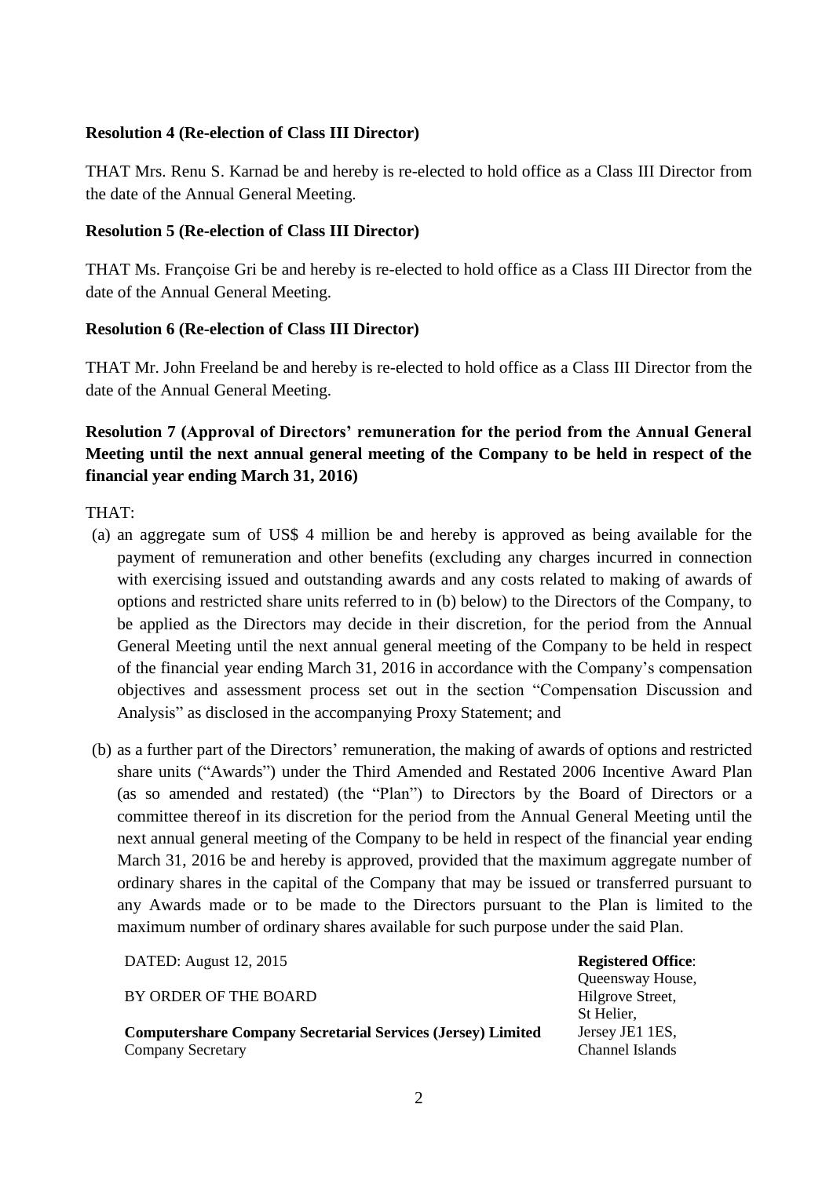**Resolution 4 (Re-election of Class III Director)**

THAT Mrs. Renu S. Karnad be and hereby is re-elected to hold office as a Class III Director from the date of the Annual General Meeting.

**Resolution 5 (Re-election of Class III Director)**

THAT Ms. Françoise Gri be and hereby is re-elected to hold office as a Class III Director from the date of the Annual General Meeting.

**Resolution 6 (Re-election of Class III Director)**

THAT Mr. John Freeland be and hereby is re-elected to hold office as a Class III Director from the date of the Annual General Meeting.

**Resolution 7 (Approval of Directors' remuneration for the period from the Annual General Meeting until the next annual general meeting of the Company to be held in respect of the financial year ending March 31, 2016)**

THAT:

(a) an aggregate sum of US$ 4 million be and hereby is approved as being available for the payment of remuneration and other benefits (excluding any charges incurred in connection with exercising issued and outstanding awards and any costs related to making of awards of options and restricted share units referred to in (b) below) to the Directors of the Company, to be applied as the Directors may decide in their discretion, for the period from the Annual General Meeting until the next annual general meeting of the Company to be held in respect of the financial year ending March 31, 2016 in accordance with the Company's compensation objectives and assessment process set out in the section "Compensation Discussion and Analysis" as disclosed in the accompanying Proxy Statement; and

(b) as a further part of the Directors' remuneration, the making of awards of options and restricted share units ("Awards") under the Third Amended and Restated 2006 Incentive Award Plan (as so amended and restated) (the "Plan") to Directors by the Board of Directors or a committee thereof in its discretion for the period from the Annual General Meeting until the next annual general meeting of the Company to be held in respect of the financial year ending March 31, 2016 be and hereby is approved, provided that the maximum aggregate number of ordinary shares in the capital of the Company that may be issued or transferred pursuant to any Awards made or to be made to the Directors pursuant to the Plan is limited to the maximum number of ordinary shares available for such purpose under the said Plan.

DATED: August 12, 2015

BY ORDER OF THE BOARD

**Computershare Company Secretarial Services (Jersey) Limited**
Company Secretary

**Registered Office**:
Queensway House,
Hilgrove Street,
St Helier,
Jersey JE1 1ES,
Channel Islands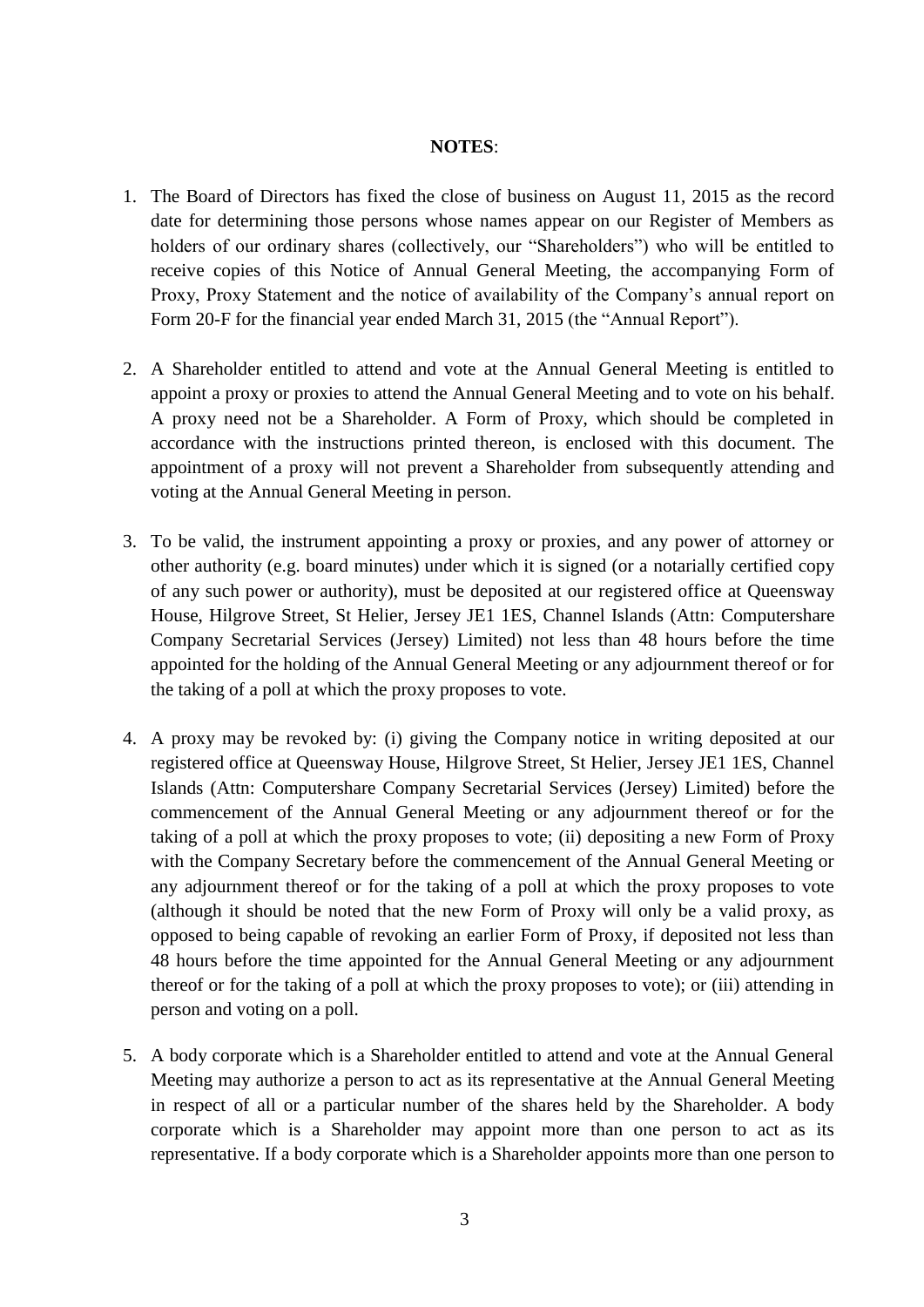**NOTES**:

1. The Board of Directors has fixed the close of business on August 11, 2015 as the record date for determining those persons whose names appear on our Register of Members as holders of our ordinary shares (collectively, our "Shareholders") who will be entitled to receive copies of this Notice of Annual General Meeting, the accompanying Form of Proxy, Proxy Statement and the notice of availability of the Company's annual report on Form 20-F for the financial year ended March 31, 2015 (the "Annual Report").

2. A Shareholder entitled to attend and vote at the Annual General Meeting is entitled to appoint a proxy or proxies to attend the Annual General Meeting and to vote on his behalf. A proxy need not be a Shareholder. A Form of Proxy, which should be completed in accordance with the instructions printed thereon, is enclosed with this document. The appointment of a proxy will not prevent a Shareholder from subsequently attending and voting at the Annual General Meeting in person.

3. To be valid, the instrument appointing a proxy or proxies, and any power of attorney or other authority (e.g. board minutes) under which it is signed (or a notarially certified copy of any such power or authority), must be deposited at our registered office at Queensway House, Hilgrove Street, St Helier, Jersey JE1 1ES, Channel Islands (Attn: Computershare Company Secretarial Services (Jersey) Limited) not less than 48 hours before the time appointed for the holding of the Annual General Meeting or any adjournment thereof or for the taking of a poll at which the proxy proposes to vote.

4. A proxy may be revoked by: (i) giving the Company notice in writing deposited at our registered office at Queensway House, Hilgrove Street, St Helier, Jersey JE1 1ES, Channel Islands (Attn: Computershare Company Secretarial Services (Jersey) Limited) before the commencement of the Annual General Meeting or any adjournment thereof or for the taking of a poll at which the proxy proposes to vote; (ii) depositing a new Form of Proxy with the Company Secretary before the commencement of the Annual General Meeting or any adjournment thereof or for the taking of a poll at which the proxy proposes to vote (although it should be noted that the new Form of Proxy will only be a valid proxy, as opposed to being capable of revoking an earlier Form of Proxy, if deposited not less than 48 hours before the time appointed for the Annual General Meeting or any adjournment thereof or for the taking of a poll at which the proxy proposes to vote); or (iii) attending in person and voting on a poll.

5. A body corporate which is a Shareholder entitled to attend and vote at the Annual General Meeting may authorize a person to act as its representative at the Annual General Meeting in respect of all or a particular number of the shares held by the Shareholder. A body corporate which is a Shareholder may appoint more than one person to act as its representative. If a body corporate which is a Shareholder appoints more than one person to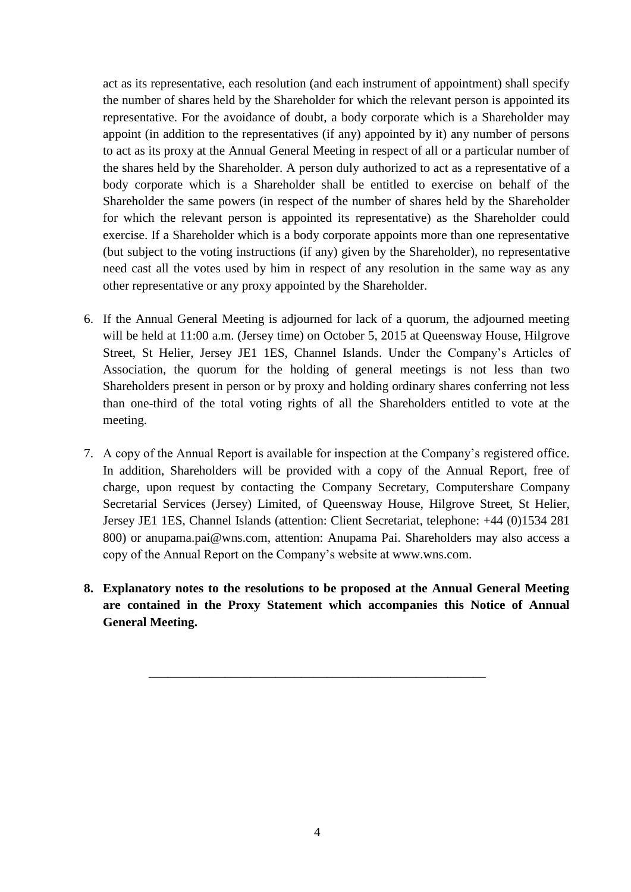act as its representative, each resolution (and each instrument of appointment) shall specify the number of shares held by the Shareholder for which the relevant person is appointed its representative. For the avoidance of doubt, a body corporate which is a Shareholder may appoint (in addition to the representatives (if any) appointed by it) any number of persons to act as its proxy at the Annual General Meeting in respect of all or a particular number of the shares held by the Shareholder. A person duly authorized to act as a representative of a body corporate which is a Shareholder shall be entitled to exercise on behalf of the Shareholder the same powers (in respect of the number of shares held by the Shareholder for which the relevant person is appointed its representative) as the Shareholder could exercise. If a Shareholder which is a body corporate appoints more than one representative (but subject to the voting instructions (if any) given by the Shareholder), no representative need cast all the votes used by him in respect of any resolution in the same way as any other representative or any proxy appointed by the Shareholder.

6. If the Annual General Meeting is adjourned for lack of a quorum, the adjourned meeting will be held at 11:00 a.m. (Jersey time) on October 5, 2015 at Queensway House, Hilgrove Street, St Helier, Jersey JE1 1ES, Channel Islands. Under the Company's Articles of Association, the quorum for the holding of general meetings is not less than two Shareholders present in person or by proxy and holding ordinary shares conferring not less than one-third of the total voting rights of all the Shareholders entitled to vote at the meeting.

7. A copy of the Annual Report is available for inspection at the Company's registered office. In addition, Shareholders will be provided with a copy of the Annual Report, free of charge, upon request by contacting the Company Secretary, Computershare Company Secretarial Services (Jersey) Limited, of Queensway House, Hilgrove Street, St Helier, Jersey JE1 1ES, Channel Islands (attention: Client Secretariat, telephone: +44 (0)1534 281 800) or anupama.pai@wns.com, attention: Anupama Pai. Shareholders may also access a copy of the Annual Report on the Company's website at www.wns.com.

8. **Explanatory notes to the resolutions to be proposed at the Annual General Meeting are contained in the Proxy Statement which accompanies this Notice of Annual General Meeting.**

---